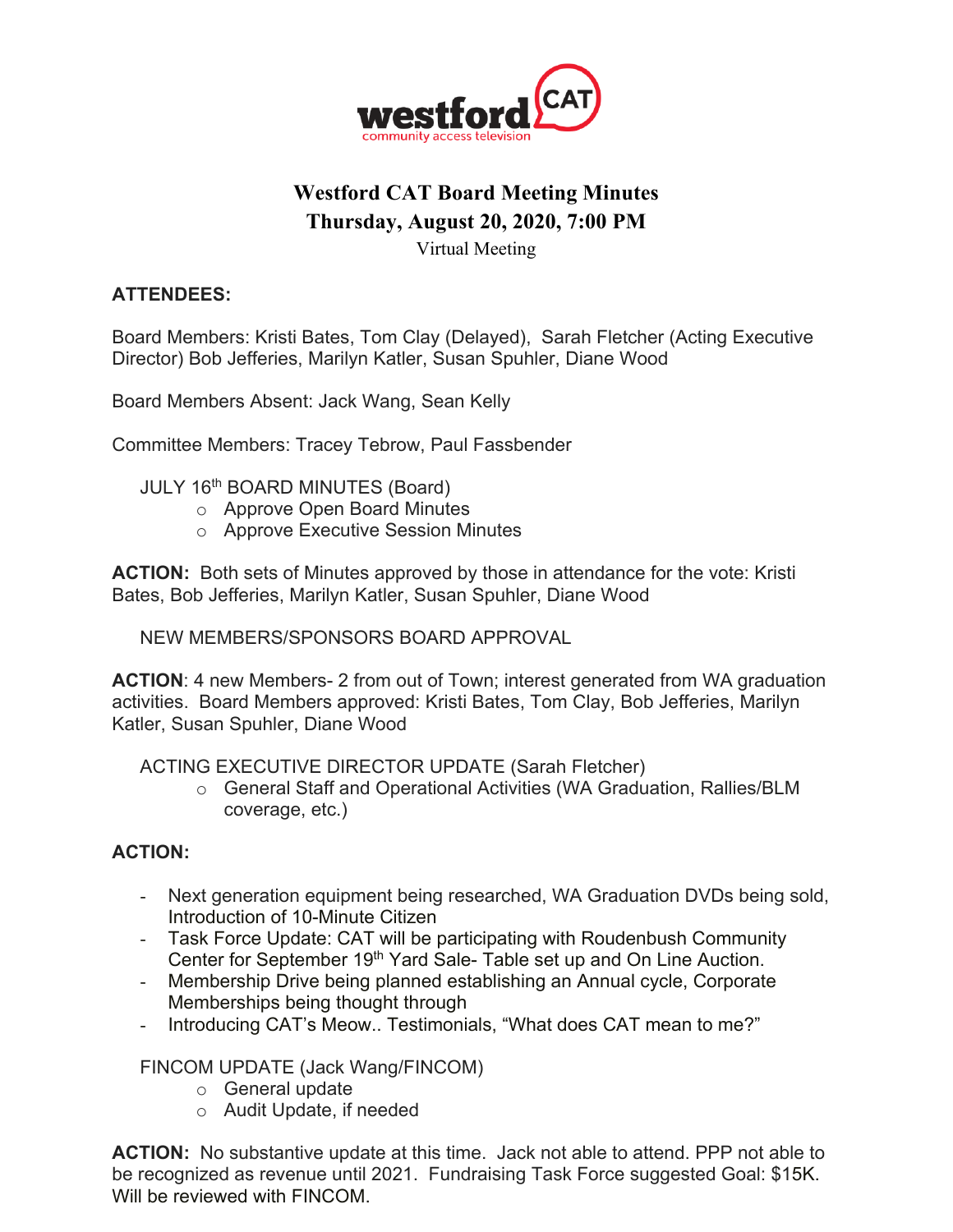# Westford CAT Board Meeting Minutes

## Thursday, August 20, 2020, 7:00 PM

Virtual Meeting

**ATTENDEES:**

Board Members: Kristi Bates, Tom Clay (Delayed), Sarah Fletcher (Acting Executive Director) Bob Jefferies, Marilyn Katler, Susan Spuhler, Diane Wood

Board Members Absent: Jack Wang, Sean Kelly

Committee Members: Tracey Tebrow, Paul Fassbender

JULY 16th BOARD MINUTES (Board)

- Approve Open Board Minutes
- Approve Executive Session Minutes

**ACTION:** Both sets of Minutes approved by those in attendance for the vote: Kristi Bates, Bob Jefferies, Marilyn Katler, Susan Spuhler, Diane Wood

NEW MEMBERS/SPONSORS BOARD APPROVAL

**ACTION**: 4 new Members- 2 from out of Town; interest generated from WA graduation activities. Board Members approved: Kristi Bates, Tom Clay, Bob Jefferies, Marilyn Katler, Susan Spuhler, Diane Wood

ACTING EXECUTIVE DIRECTOR UPDATE (Sarah Fletcher)

- General Staff and Operational Activities (WA Graduation, Rallies/BLM coverage, etc.)

**ACTION:**

- Next generation equipment being researched, WA Graduation DVDs being sold, Introduction of 10-Minute Citizen
- Task Force Update: CAT will be participating with Roudenbush Community Center for September 19th Yard Sale- Table set up and On Line Auction.
- Membership Drive being planned establishing an Annual cycle, Corporate Memberships being thought through
- Introducing CAT's Meow.. Testimonials, "What does CAT mean to me?"

FINCOM UPDATE (Jack Wang/FINCOM)

- General update
- Audit Update, if needed

**ACTION:** No substantive update at this time. Jack not able to attend. PPP not able to be recognized as revenue until 2021. Fundraising Task Force suggested Goal: $15K. Will be reviewed with FINCOM.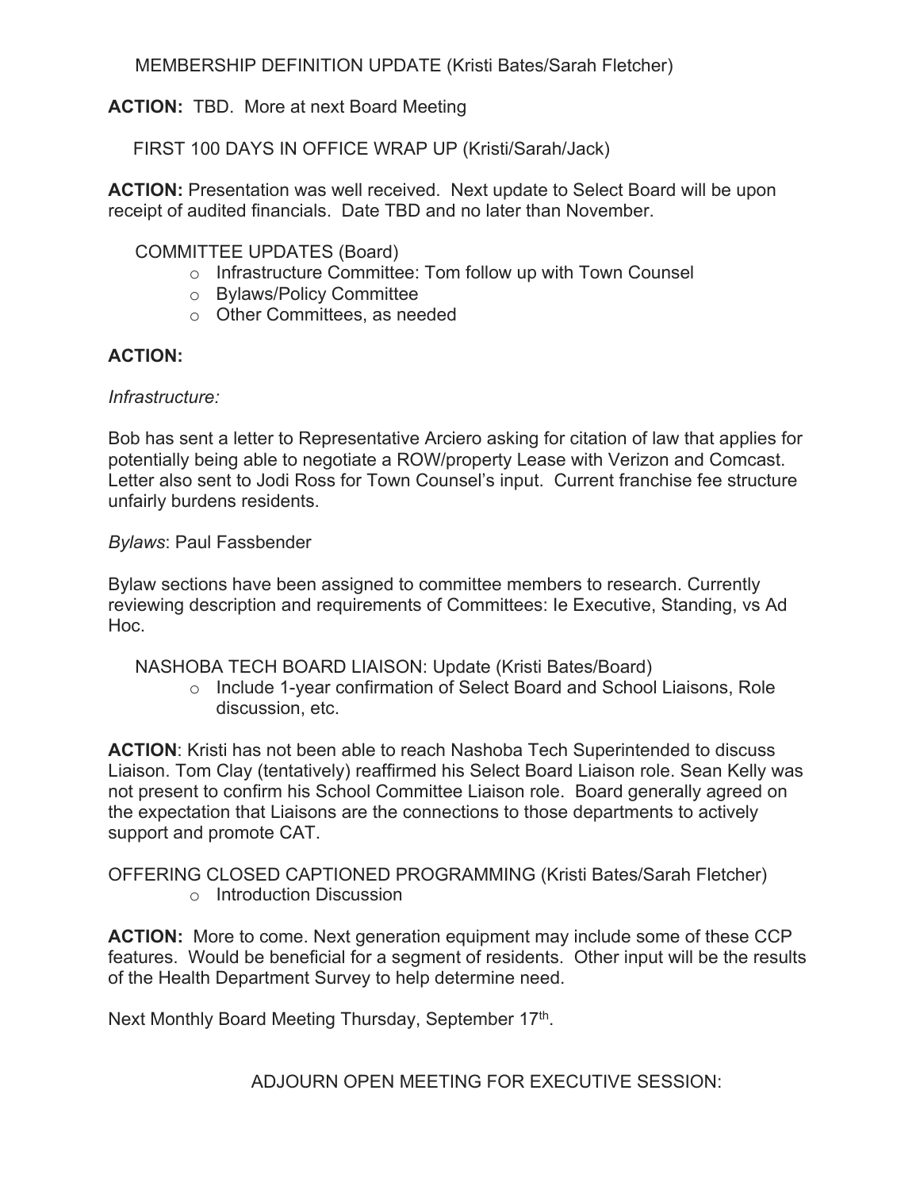MEMBERSHIP DEFINITION UPDATE (Kristi Bates/Sarah Fletcher)

**ACTION:** TBD. More at next Board Meeting

FIRST 100 DAYS IN OFFICE WRAP UP (Kristi/Sarah/Jack)

**ACTION:** Presentation was well received. Next update to Select Board will be upon receipt of audited financials. Date TBD and no later than November.

COMMITTEE UPDATES (Board)

- Infrastructure Committee: Tom follow up with Town Counsel
- Bylaws/Policy Committee
- Other Committees, as needed

**ACTION:**

*Infrastructure:*

Bob has sent a letter to Representative Arciero asking for citation of law that applies for potentially being able to negotiate a ROW/property Lease with Verizon and Comcast. Letter also sent to Jodi Ross for Town Counsel's input. Current franchise fee structure unfairly burdens residents.

*Bylaws*: Paul Fassbender

Bylaw sections have been assigned to committee members to research. Currently reviewing description and requirements of Committees: Ie Executive, Standing, vs Ad Hoc.

NASHOBA TECH BOARD LIAISON: Update (Kristi Bates/Board)

- Include 1-year confirmation of Select Board and School Liaisons, Role discussion, etc.

**ACTION**: Kristi has not been able to reach Nashoba Tech Superintended to discuss Liaison. Tom Clay (tentatively) reaffirmed his Select Board Liaison role. Sean Kelly was not present to confirm his School Committee Liaison role. Board generally agreed on the expectation that Liaisons are the connections to those departments to actively support and promote CAT.

OFFERING CLOSED CAPTIONED PROGRAMMING (Kristi Bates/Sarah Fletcher)

- Introduction Discussion

**ACTION:** More to come. Next generation equipment may include some of these CCP features. Would be beneficial for a segment of residents. Other input will be the results of the Health Department Survey to help determine need.

Next Monthly Board Meeting Thursday, September 17th.

ADJOURN OPEN MEETING FOR EXECUTIVE SESSION: